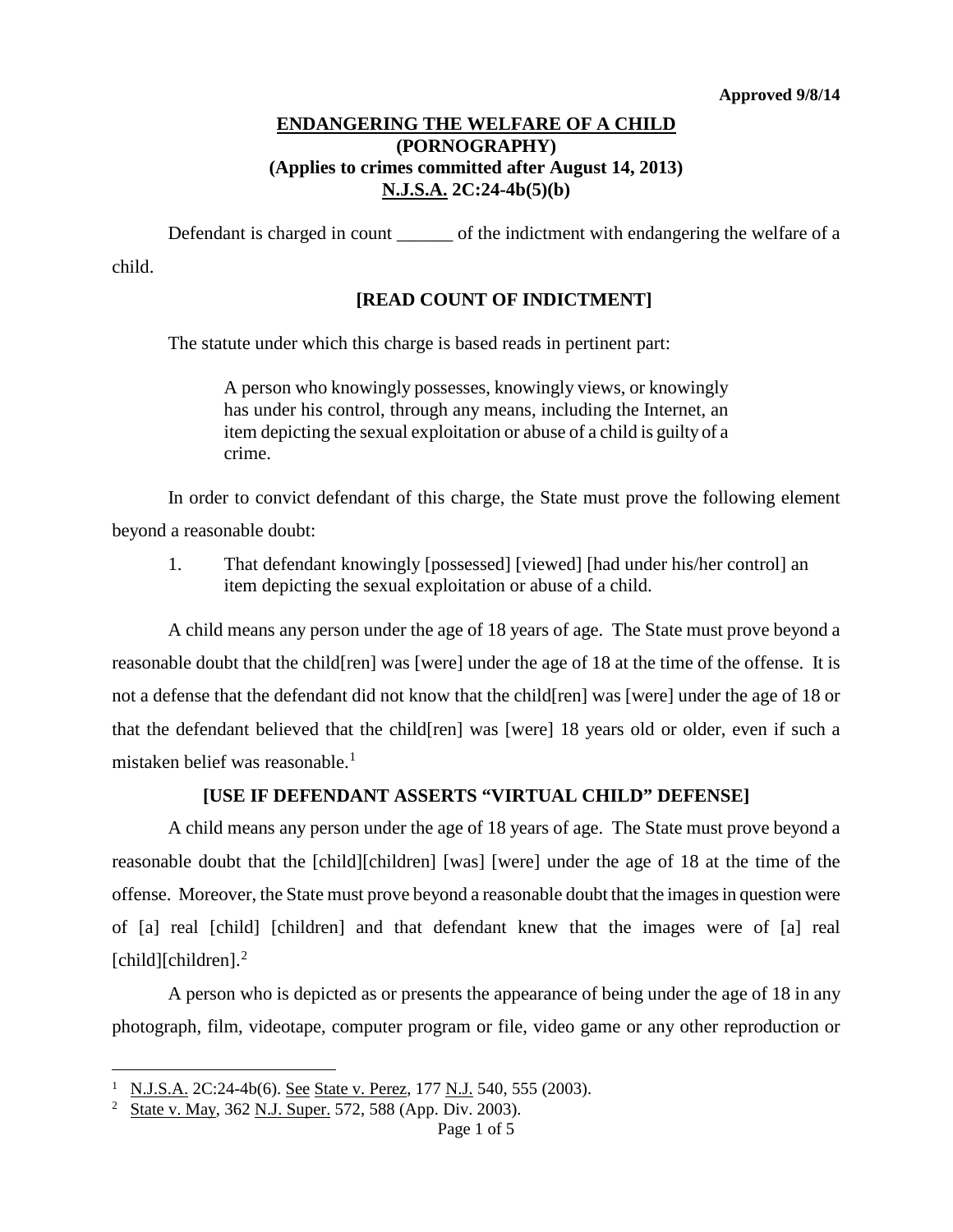**Approved 9/8/14**

# ENDANGERING THE WELFARE OF A CHILD
## (PORNOGRAPHY)
## (Applies to crimes committed after August 14, 2013)
## N.J.S.A. 2C:24-4b(5)(b)

Defendant is charged in count ______ of the indictment with endangering the welfare of a child.

**[READ COUNT OF INDICTMENT]**

The statute under which this charge is based reads in pertinent part:

> A person who knowingly possesses, knowingly views, or knowingly has under his control, through any means, including the Internet, an item depicting the sexual exploitation or abuse of a child is guilty of a crime.

In order to convict defendant of this charge, the State must prove the following element beyond a reasonable doubt:

1. That defendant knowingly [possessed] [viewed] [had under his/her control] an item depicting the sexual exploitation or abuse of a child.

A child means any person under the age of 18 years of age. The State must prove beyond a reasonable doubt that the child[ren] was [were] under the age of 18 at the time of the offense. It is not a defense that the defendant did not know that the child[ren] was [were] under the age of 18 or that the defendant believed that the child[ren] was [were] 18 years old or older, even if such a mistaken belief was reasonable.[1]

**[USE IF DEFENDANT ASSERTS "VIRTUAL CHILD" DEFENSE]**

A child means any person under the age of 18 years of age. The State must prove beyond a reasonable doubt that the [child][children] [was] [were] under the age of 18 at the time of the offense. Moreover, the State must prove beyond a reasonable doubt that the images in question were of [a] real [child] [children] and that defendant knew that the images were of [a] real [child][children].[2]

A person who is depicted as or presents the appearance of being under the age of 18 in any photograph, film, videotape, computer program or file, video game or any other reproduction or

---

[1] N.J.S.A. 2C:24-4b(6). See State v. Perez, 177 N.J. 540, 555 (2003).

[2] State v. May, 362 N.J. Super. 572, 588 (App. Div. 2003).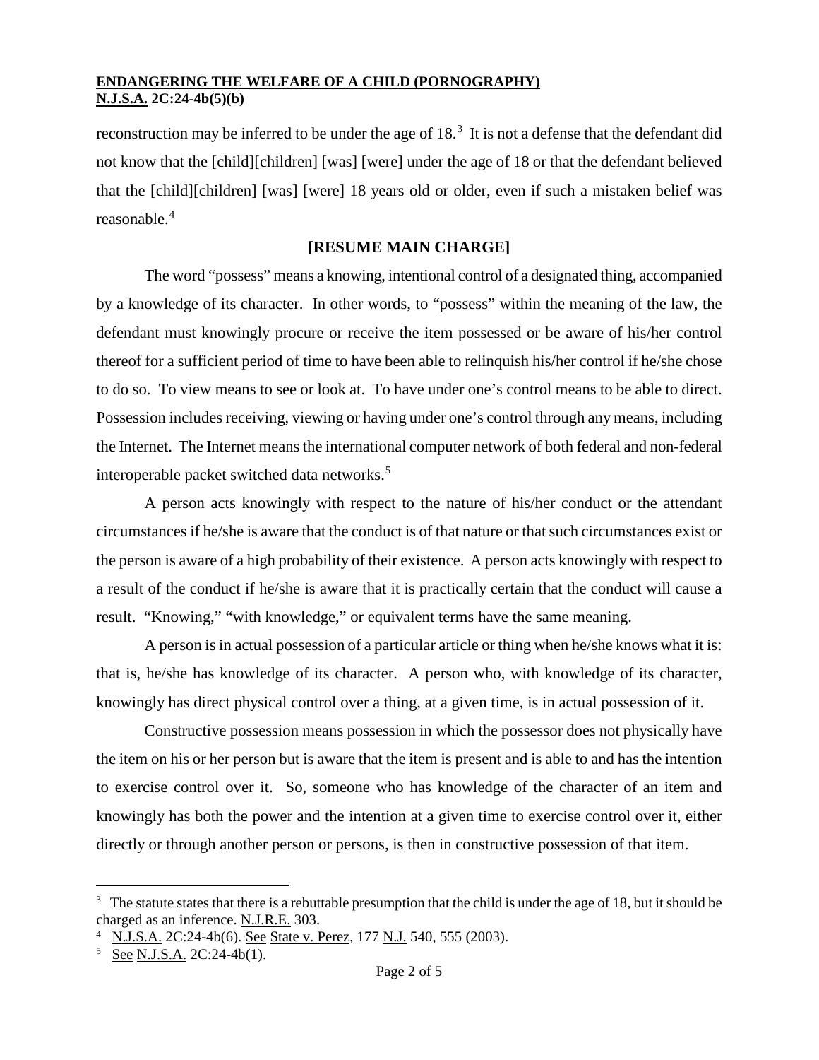reconstruction may be inferred to be under the age of 18.[3] It is not a defense that the defendant did not know that the [child][children] [was] [were] under the age of 18 or that the defendant believed that the [child][children] [was] [were] 18 years old or older, even if such a mistaken belief was reasonable.[4]

**[RESUME MAIN CHARGE]**

The word "possess" means a knowing, intentional control of a designated thing, accompanied by a knowledge of its character. In other words, to "possess" within the meaning of the law, the defendant must knowingly procure or receive the item possessed or be aware of his/her control thereof for a sufficient period of time to have been able to relinquish his/her control if he/she chose to do so. To view means to see or look at. To have under one's control means to be able to direct. Possession includes receiving, viewing or having under one's control through any means, including the Internet. The Internet means the international computer network of both federal and non-federal interoperable packet switched data networks.[5]

A person acts knowingly with respect to the nature of his/her conduct or the attendant circumstances if he/she is aware that the conduct is of that nature or that such circumstances exist or the person is aware of a high probability of their existence. A person acts knowingly with respect to a result of the conduct if he/she is aware that it is practically certain that the conduct will cause a result. "Knowing," "with knowledge," or equivalent terms have the same meaning.

A person is in actual possession of a particular article or thing when he/she knows what it is: that is, he/she has knowledge of its character. A person who, with knowledge of its character, knowingly has direct physical control over a thing, at a given time, is in actual possession of it.

Constructive possession means possession in which the possessor does not physically have the item on his or her person but is aware that the item is present and is able to and has the intention to exercise control over it. So, someone who has knowledge of the character of an item and knowingly has both the power and the intention at a given time to exercise control over it, either directly or through another person or persons, is then in constructive possession of that item.

---

[3] The statute states that there is a rebuttable presumption that the child is under the age of 18, but it should be charged as an inference. N.J.R.E. 303.

[4] N.J.S.A. 2C:24-4b(6). See State v. Perez, 177 N.J. 540, 555 (2003).

[5] See N.J.S.A. 2C:24-4b(1).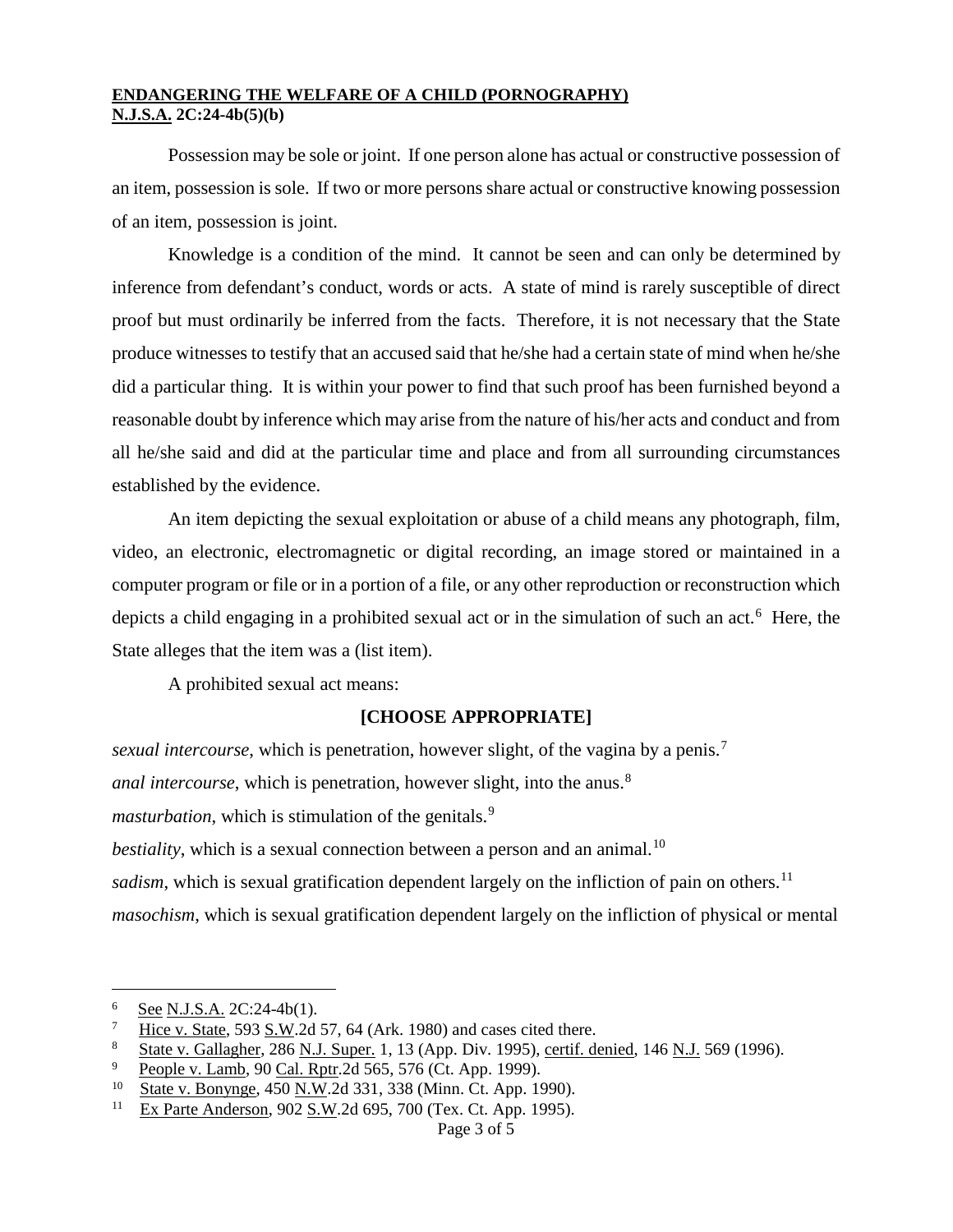**ENDANGERING THE WELFARE OF A CHILD (PORNOGRAPHY)**
**N.J.S.A. 2C:24-4b(5)(b)**

Possession may be sole or joint. If one person alone has actual or constructive possession of an item, possession is sole. If two or more persons share actual or constructive knowing possession of an item, possession is joint.

Knowledge is a condition of the mind. It cannot be seen and can only be determined by inference from defendant's conduct, words or acts. A state of mind is rarely susceptible of direct proof but must ordinarily be inferred from the facts. Therefore, it is not necessary that the State produce witnesses to testify that an accused said that he/she had a certain state of mind when he/she did a particular thing. It is within your power to find that such proof has been furnished beyond a reasonable doubt by inference which may arise from the nature of his/her acts and conduct and from all he/she said and did at the particular time and place and from all surrounding circumstances established by the evidence.

An item depicting the sexual exploitation or abuse of a child means any photograph, film, video, an electronic, electromagnetic or digital recording, an image stored or maintained in a computer program or file or in a portion of a file, or any other reproduction or reconstruction which depicts a child engaging in a prohibited sexual act or in the simulation of such an act.[6] Here, the State alleges that the item was a (list item).

A prohibited sexual act means:

**[CHOOSE APPROPRIATE]**

*sexual intercourse*, which is penetration, however slight, of the vagina by a penis.[7]

*anal intercourse*, which is penetration, however slight, into the anus.[8]

*masturbation*, which is stimulation of the genitals.[9]

*bestiality*, which is a sexual connection between a person and an animal.[10]

*sadism*, which is sexual gratification dependent largely on the infliction of pain on others.[11]

*masochism*, which is sexual gratification dependent largely on the infliction of physical or mental

---

[6] See N.J.S.A. 2C:24-4b(1).

[7] Hice v. State, 593 S.W.2d 57, 64 (Ark. 1980) and cases cited there.

[8] State v. Gallagher, 286 N.J. Super. 1, 13 (App. Div. 1995), certif. denied, 146 N.J. 569 (1996).

[9] People v. Lamb, 90 Cal. Rptr.2d 565, 576 (Ct. App. 1999).

[10] State v. Bonynge, 450 N.W.2d 331, 338 (Minn. Ct. App. 1990).

[11] Ex Parte Anderson, 902 S.W.2d 695, 700 (Tex. Ct. App. 1995).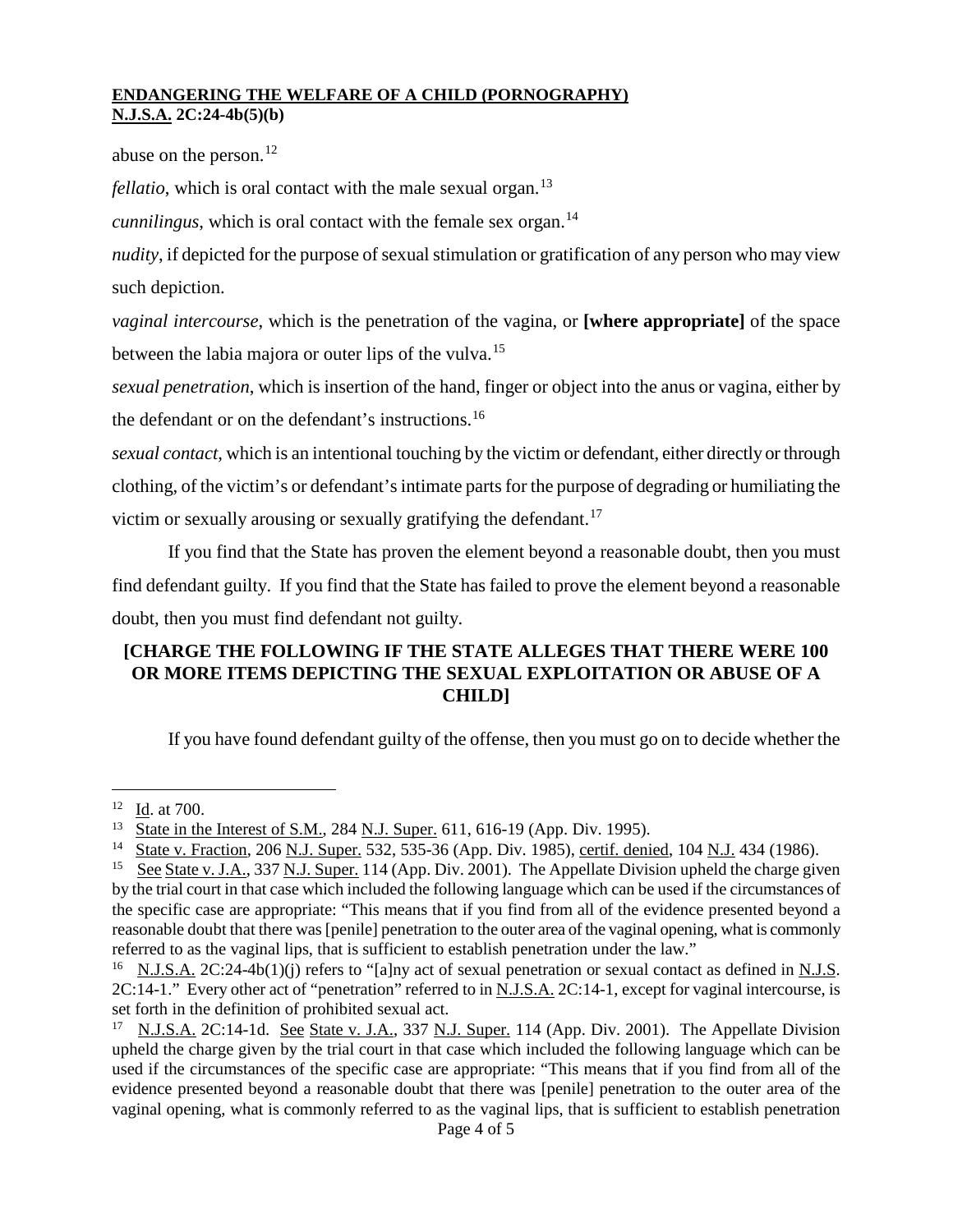abuse on the person.[12]

*fellatio*, which is oral contact with the male sexual organ.[13]

*cunnilingus*, which is oral contact with the female sex organ.[14]

*nudity*, if depicted for the purpose of sexual stimulation or gratification of any person who may view such depiction.

*vaginal intercourse*, which is the penetration of the vagina, or **[where appropriate]** of the space between the labia majora or outer lips of the vulva.[15]

*sexual penetration*, which is insertion of the hand, finger or object into the anus or vagina, either by the defendant or on the defendant's instructions.[16]

*sexual contact*, which is an intentional touching by the victim or defendant, either directly or through clothing, of the victim's or defendant's intimate parts for the purpose of degrading or humiliating the victim or sexually arousing or sexually gratifying the defendant.[17]

If you find that the State has proven the element beyond a reasonable doubt, then you must find defendant guilty. If you find that the State has failed to prove the element beyond a reasonable doubt, then you must find defendant not guilty.

**[CHARGE THE FOLLOWING IF THE STATE ALLEGES THAT THERE WERE 100 OR MORE ITEMS DEPICTING THE SEXUAL EXPLOITATION OR ABUSE OF A CHILD]**

If you have found defendant guilty of the offense, then you must go on to decide whether the

---

[12] Id. at 700.

[13] State in the Interest of S.M., 284 N.J. Super. 611, 616-19 (App. Div. 1995).

[14] State v. Fraction, 206 N.J. Super. 532, 535-36 (App. Div. 1985), certif. denied, 104 N.J. 434 (1986).

[15] See State v. J.A., 337 N.J. Super. 114 (App. Div. 2001). The Appellate Division upheld the charge given by the trial court in that case which included the following language which can be used if the circumstances of the specific case are appropriate: "This means that if you find from all of the evidence presented beyond a reasonable doubt that there was [penile] penetration to the outer area of the vaginal opening, what is commonly referred to as the vaginal lips, that is sufficient to establish penetration under the law."

[16] N.J.S.A. 2C:24-4b(1)(j) refers to "[a]ny act of sexual penetration or sexual contact as defined in N.J.S. 2C:14-1." Every other act of "penetration" referred to in N.J.S.A. 2C:14-1, except for vaginal intercourse, is set forth in the definition of prohibited sexual act.

[17] N.J.S.A. 2C:14-1d. See State v. J.A., 337 N.J. Super. 114 (App. Div. 2001). The Appellate Division upheld the charge given by the trial court in that case which included the following language which can be used if the circumstances of the specific case are appropriate: "This means that if you find from all of the evidence presented beyond a reasonable doubt that there was [penile] penetration to the outer area of the vaginal opening, what is commonly referred to as the vaginal lips, that is sufficient to establish penetration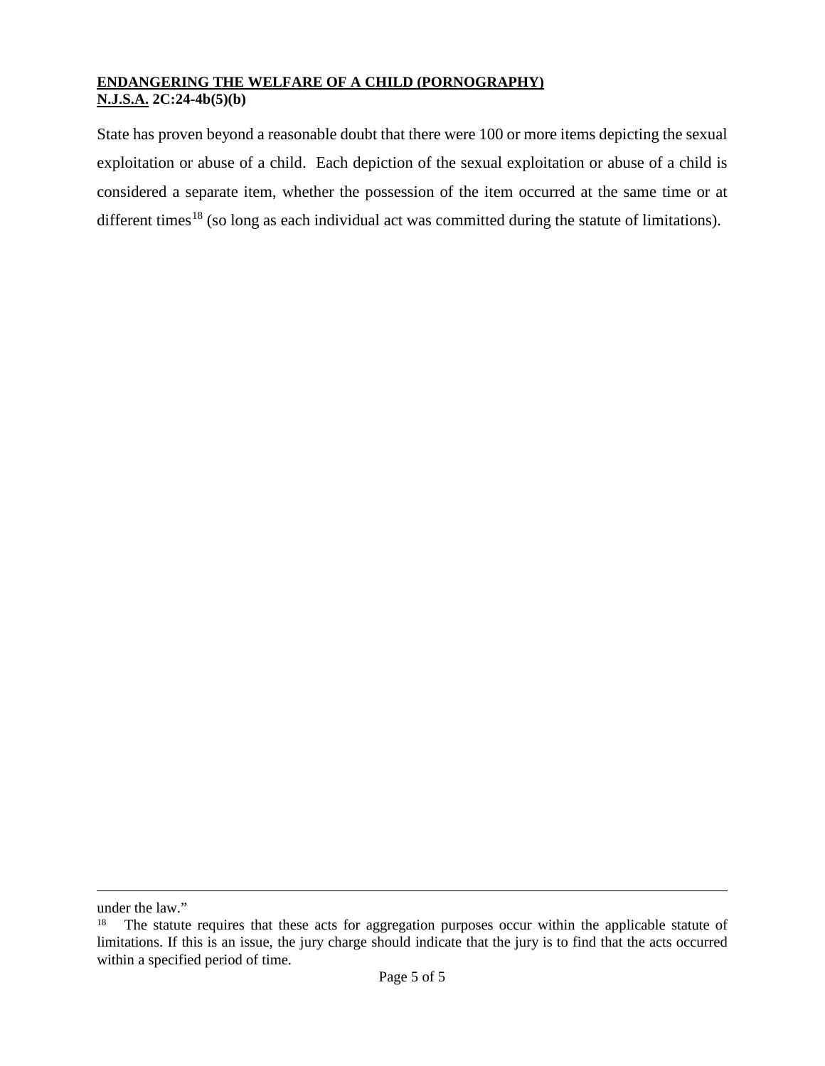**ENDANGERING THE WELFARE OF A CHILD (PORNOGRAPHY)**
**N.J.S.A. 2C:24-4b(5)(b)**

State has proven beyond a reasonable doubt that there were 100 or more items depicting the sexual exploitation or abuse of a child. Each depiction of the sexual exploitation or abuse of a child is considered a separate item, whether the possession of the item occurred at the same time or at different times[18] (so long as each individual act was committed during the statute of limitations).

---

under the law."

[18] The statute requires that these acts for aggregation purposes occur within the applicable statute of limitations. If this is an issue, the jury charge should indicate that the jury is to find that the acts occurred within a specified period of time.